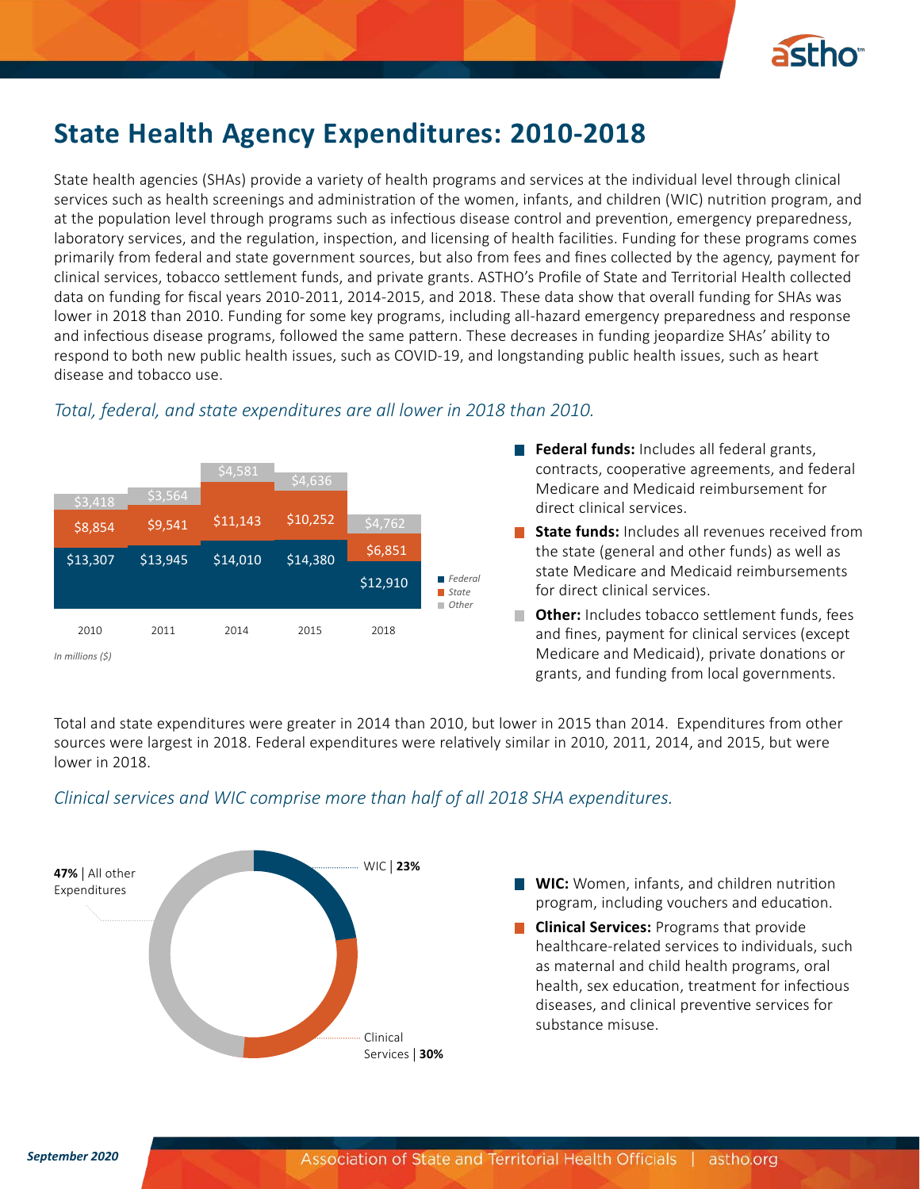# State Health Agency Expenditures: 2010-2018

State health agencies (SHAs) provide a variety of health programs and services at the individual level through clinical services such as health screenings and administration of the women, infants, and children (WIC) nutrition program, and at the population level through programs such as infectious disease control and prevention, emergency preparedness, laboratory services, and the regulation, inspection, and licensing of health facilities. Funding for these programs comes primarily from federal and state government sources, but also from fees and fines collected by the agency, payment for clinical services, tobacco settlement funds, and private grants. ASTHO's Profile of State and Territorial Health collected data on funding for fiscal years 2010-2011, 2014-2015, and 2018. These data show that overall funding for SHAs was lower in 2018 than 2010. Funding for some key programs, including all-hazard emergency preparedness and response and infectious disease programs, followed the same pattern. These decreases in funding jeopardize SHAs' ability to respond to both new public health issues, such as COVID-19, and longstanding public health issues, such as heart disease and tobacco use.

*Total, federal, and state expenditures are all lower in 2018 than 2010.*

| | 2010 | 2011 | 2014 | 2015 | 2018 |
|---|---|---|---|---|---|
| Other | $3,418 | $3,564 | $4,581 | $4,636 | $4,762 |
| State | $8,854 | $9,541 | $11,143 | $10,252 | $6,851 |
| Federal | $13,307 | $13,945 | $14,010 | $14,380 | $12,910 |

*In millions ($)*

- **Federal funds:** Includes all federal grants, contracts, cooperative agreements, and federal Medicare and Medicaid reimbursement for direct clinical services.
- **State funds:** Includes all revenues received from the state (general and other funds) as well as state Medicare and Medicaid reimbursements for direct clinical services.
- **Other:** Includes tobacco settlement funds, fees and fines, payment for clinical services (except Medicare and Medicaid), private donations or grants, and funding from local governments.

Total and state expenditures were greater in 2014 than 2010, but lower in 2015 than 2014. Expenditures from other sources were largest in 2018. Federal expenditures were relatively similar in 2010, 2011, 2014, and 2015, but were lower in 2018.

*Clinical services and WIC comprise more than half of all 2018 SHA expenditures.*

- WIC | **23%**
- Clinical Services | **30%**
- **47%** | All other Expenditures

- **WIC:** Women, infants, and children nutrition program, including vouchers and education.
- **Clinical Services:** Programs that provide healthcare-related services to individuals, such as maternal and child health programs, oral health, sex education, treatment for infectious diseases, and clinical preventive services for substance misuse.

*September 2020*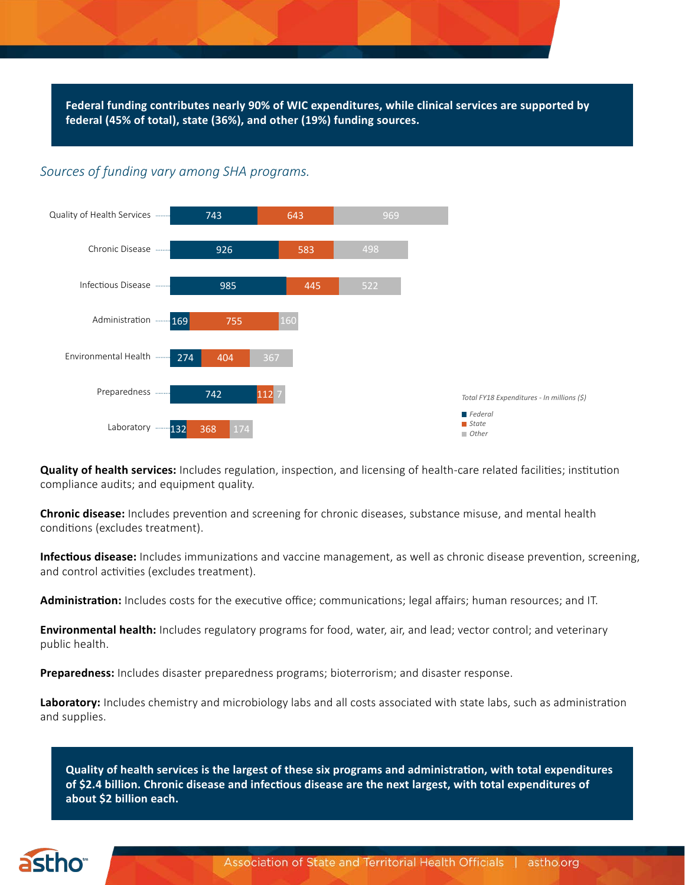**Federal funding contributes nearly 90% of WIC expenditures, while clinical services are supported by federal (45% of total), state (36%), and other (19%) funding sources.**

*Sources of funding vary among SHA programs.*

*Total FY18 Expenditures - In millions ($)*

| Program | Federal | State | Other |
|---|---|---|---|
| Quality of Health Services | 743 | 643 | 969 |
| Chronic Disease | 926 | 583 | 498 |
| Infectious Disease | 985 | 445 | 522 |
| Administration | 169 | 755 | 160 |
| Environmental Health | 274 | 404 | 367 |
| Preparedness | 742 | 112 | 7 |
| Laboratory | 132 | 368 | 174 |

**Quality of health services:** Includes regulation, inspection, and licensing of health-care related facilities; institution compliance audits; and equipment quality.

**Chronic disease:** Includes prevention and screening for chronic diseases, substance misuse, and mental health conditions (excludes treatment).

**Infectious disease:** Includes immunizations and vaccine management, as well as chronic disease prevention, screening, and control activities (excludes treatment).

**Administration:** Includes costs for the executive office; communications; legal affairs; human resources; and IT.

**Environmental health:** Includes regulatory programs for food, water, air, and lead; vector control; and veterinary public health.

**Preparedness:** Includes disaster preparedness programs; bioterrorism; and disaster response.

**Laboratory:** Includes chemistry and microbiology labs and all costs associated with state labs, such as administration and supplies.

**Quality of health services is the largest of these six programs and administration, with total expenditures of $2.4 billion. Chronic disease and infectious disease are the next largest, with total expenditures of about $2 billion each.**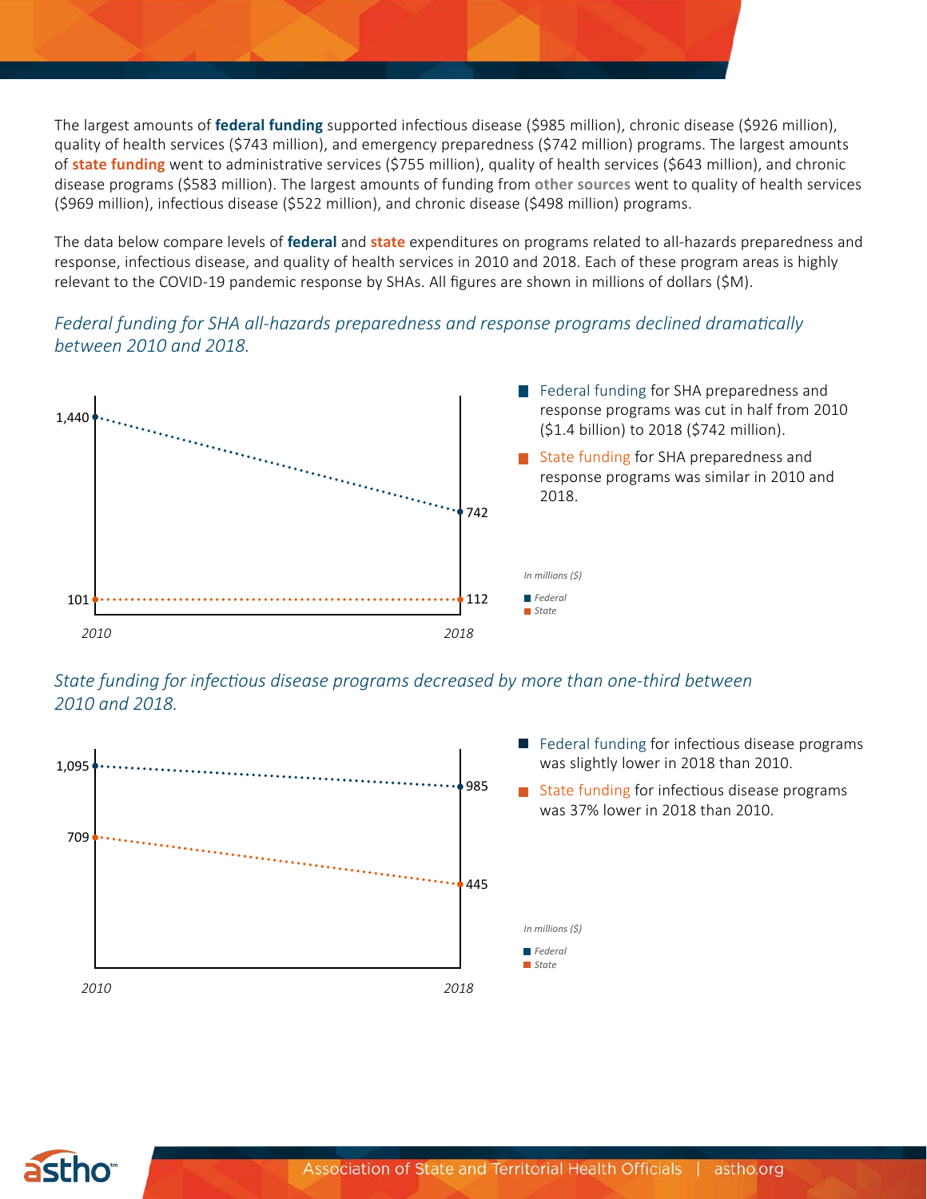The largest amounts of **federal funding** supported infectious disease ($985 million), chronic disease ($926 million), quality of health services ($743 million), and emergency preparedness ($742 million) programs. The largest amounts of **state funding** went to administrative services ($755 million), quality of health services ($643 million), and chronic disease programs ($583 million). The largest amounts of funding from **other sources** went to quality of health services ($969 million), infectious disease ($522 million), and chronic disease ($498 million) programs.

The data below compare levels of **federal** and **state** expenditures on programs related to all-hazards preparedness and response, infectious disease, and quality of health services in 2010 and 2018. Each of these program areas is highly relevant to the COVID-19 pandemic response by SHAs. All figures are shown in millions of dollars ($M).

*Federal funding for SHA all-hazards preparedness and response programs declined dramatically between 2010 and 2018.*

In millions ($)

| | 2010 | 2018 |
|---|---|---|
| Federal | 1,440 | 742 |
| State | 101 | 112 |

- Federal funding for SHA preparedness and response programs was cut in half from 2010 ($1.4 billion) to 2018 ($742 million).
- State funding for SHA preparedness and response programs was similar in 2010 and 2018.

*State funding for infectious disease programs decreased by more than one-third between 2010 and 2018.*

In millions ($)

| | 2010 | 2018 |
|---|---|---|
| Federal | 1,095 | 985 |
| State | 709 | 445 |

- Federal funding for infectious disease programs was slightly lower in 2018 than 2010.
- State funding for infectious disease programs was 37% lower in 2018 than 2010.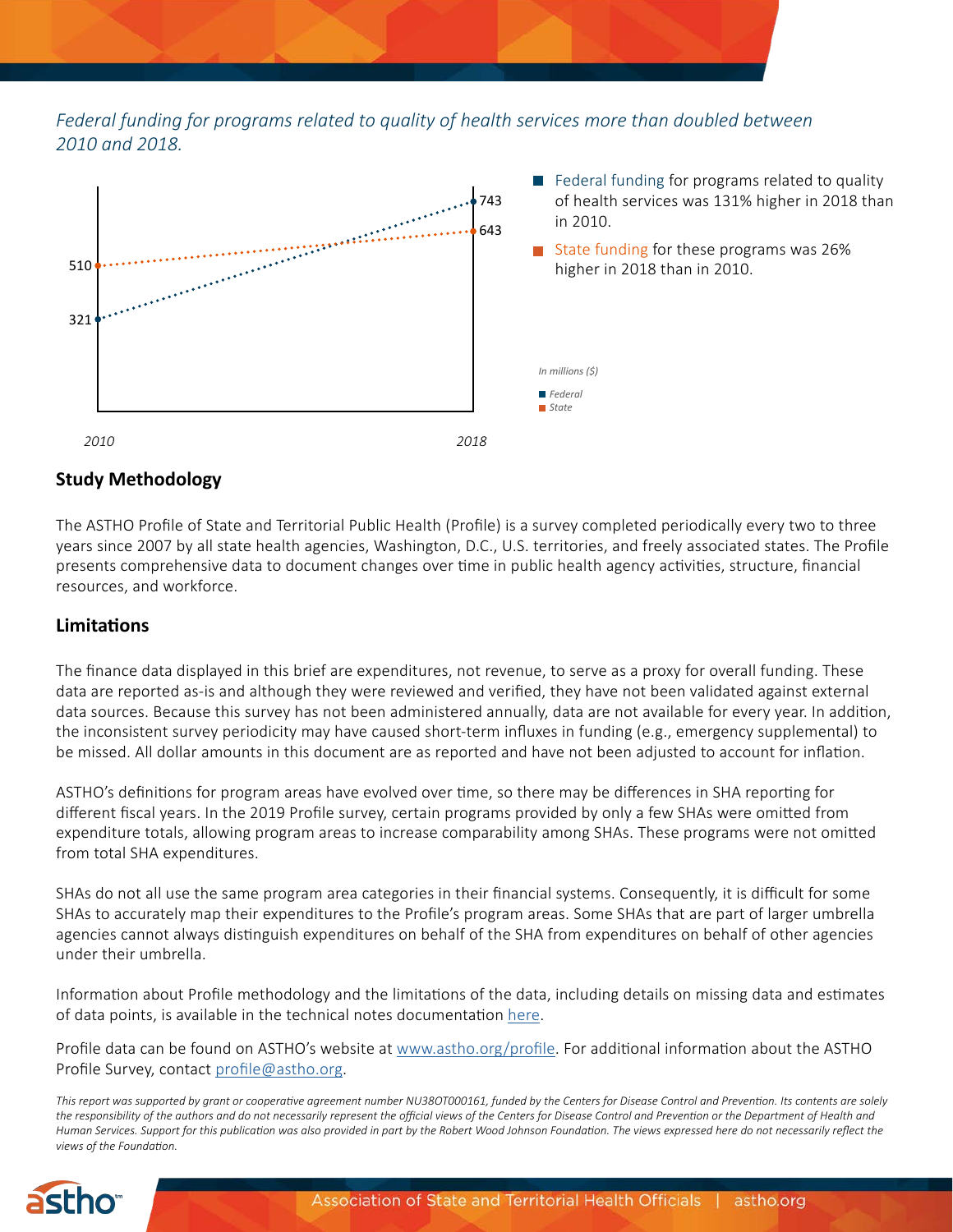*Federal funding for programs related to quality of health services more than doubled between 2010 and 2018.*

743
643
510
321
2010
2018

- Federal funding for programs related to quality of health services was 131% higher in 2018 than in 2010.
- State funding for these programs was 26% higher in 2018 than in 2010.

*In millions ($)*
*Federal*
*State*

## Study Methodology

The ASTHO Profile of State and Territorial Public Health (Profile) is a survey completed periodically every two to three years since 2007 by all state health agencies, Washington, D.C., U.S. territories, and freely associated states. The Profile presents comprehensive data to document changes over time in public health agency activities, structure, financial resources, and workforce.

## Limitations

The finance data displayed in this brief are expenditures, not revenue, to serve as a proxy for overall funding. These data are reported as-is and although they were reviewed and verified, they have not been validated against external data sources. Because this survey has not been administered annually, data are not available for every year. In addition, the inconsistent survey periodicity may have caused short-term influxes in funding (e.g., emergency supplemental) to be missed. All dollar amounts in this document are as reported and have not been adjusted to account for inflation.

ASTHO's definitions for program areas have evolved over time, so there may be differences in SHA reporting for different fiscal years. In the 2019 Profile survey, certain programs provided by only a few SHAs were omitted from expenditure totals, allowing program areas to increase comparability among SHAs. These programs were not omitted from total SHA expenditures.

SHAs do not all use the same program area categories in their financial systems. Consequently, it is difficult for some SHAs to accurately map their expenditures to the Profile's program areas. Some SHAs that are part of larger umbrella agencies cannot always distinguish expenditures on behalf of the SHA from expenditures on behalf of other agencies under their umbrella.

Information about Profile methodology and the limitations of the data, including details on missing data and estimates of data points, is available in the technical notes documentation here.

Profile data can be found on ASTHO's website at www.astho.org/profile. For additional information about the ASTHO Profile Survey, contact profile@astho.org.

*This report was supported by grant or cooperative agreement number NU38OT000161, funded by the Centers for Disease Control and Prevention. Its contents are solely the responsibility of the authors and do not necessarily represent the official views of the Centers for Disease Control and Prevention or the Department of Health and Human Services. Support for this publication was also provided in part by the Robert Wood Johnson Foundation. The views expressed here do not necessarily reflect the views of the Foundation.*